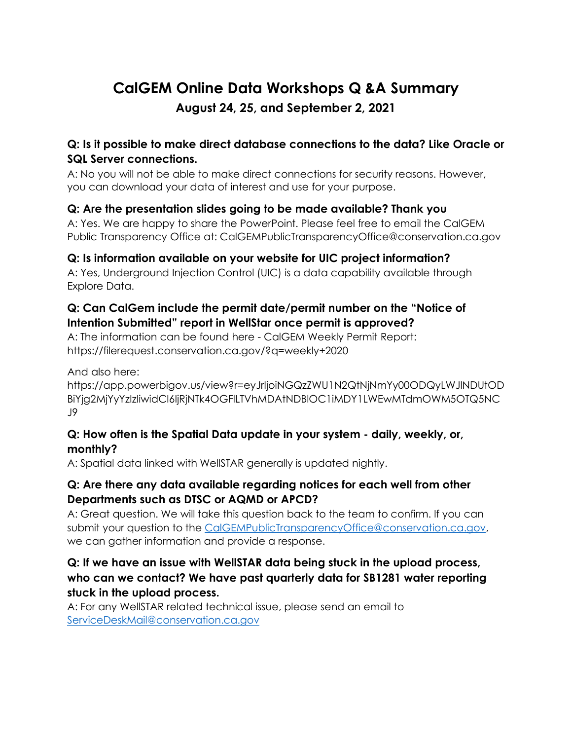# CalGEM Online Data Workshops Q &A Summary

## August 24, 25, and September 2, 2021

### Q: Is it possible to make direct database connections to the data? Like Oracle or SQL Server connections.

A: No you will not be able to make direct connections for security reasons. However, you can download your data of interest and use for your purpose.

### Q: Are the presentation slides going to be made available? Thank you

A: Yes. We are happy to share the PowerPoint. Please feel free to email the CalGEM Public Transparency Office at: CalGEMPublicTransparencyOffice@conservation.ca.gov

### Q: Is information available on your website for UIC project information?

A: Yes, Underground Injection Control (UIC) is a data capability available through Explore Data.

### Q: Can CalGem include the permit date/permit number on the "Notice of Intention Submitted" report in WellStar once permit is approved?

A: The information can be found here - CalGEM Weekly Permit Report: https://filerequest.conservation.ca.gov/?q=weekly+2020

And also here:
https://app.powerbigov.us/view?r=eyJrIjoiNGQzZWU1N2QtNjNmYy00ODQyLWJlNDUtODBiYjg2MjYyYzIzIiwidCI6IjRjNTk4OGFlLTVhMDAtNDBlOC1iMDY1LWEwMTdmOWM5OTQ5NCJ9

### Q: How often is the Spatial Data update in your system - daily, weekly, or, monthly?

A: Spatial data linked with WellSTAR generally is updated nightly.

### Q: Are there any data available regarding notices for each well from other Departments such as DTSC or AQMD or APCD?

A: Great question. We will take this question back to the team to confirm. If you can submit your question to the CalGEMPublicTransparencyOffice@conservation.ca.gov, we can gather information and provide a response.

### Q: If we have an issue with WellSTAR data being stuck in the upload process, who can we contact? We have past quarterly data for SB1281 water reporting stuck in the upload process.

A: For any WellSTAR related technical issue, please send an email to ServiceDeskMail@conservation.ca.gov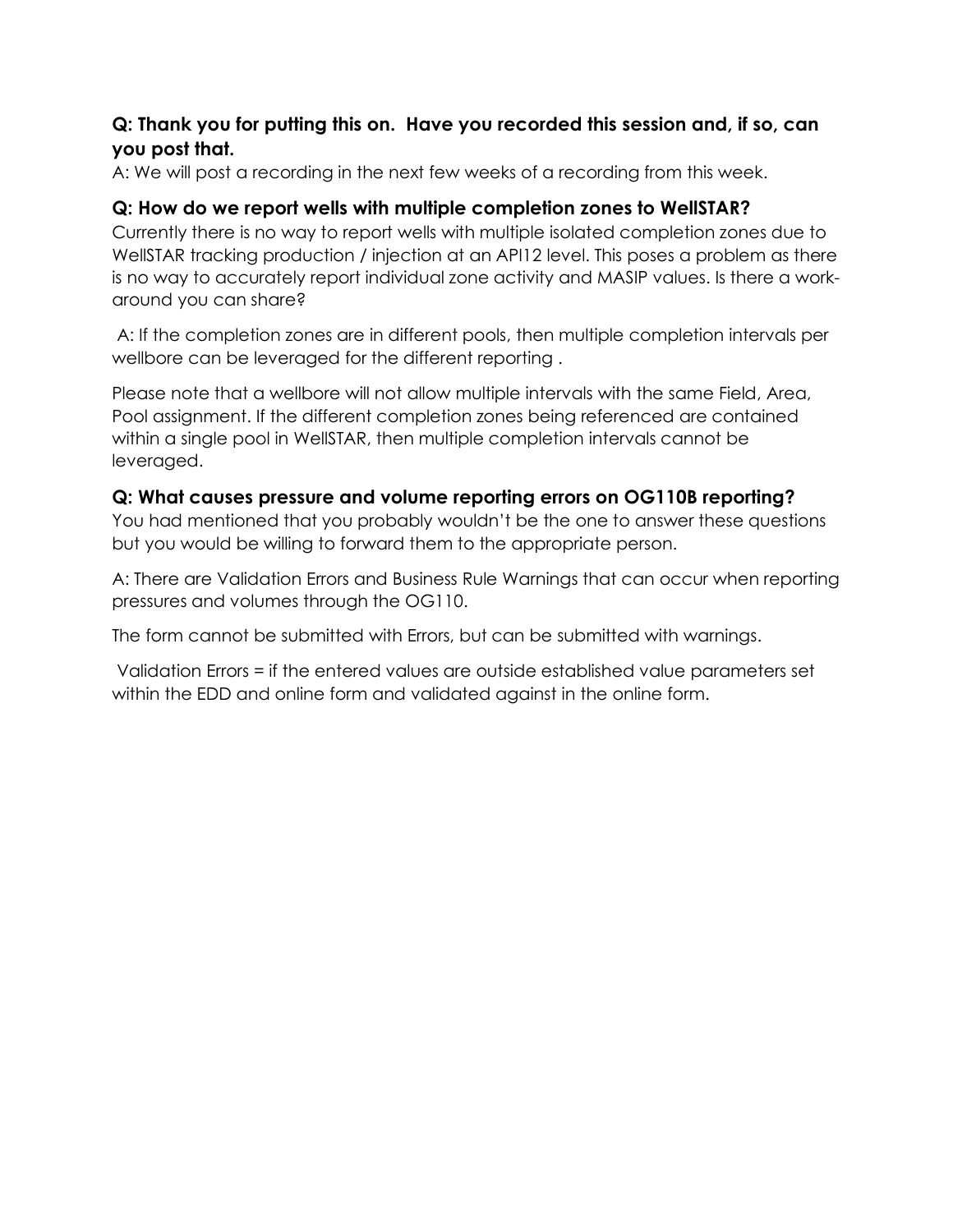**Q: Thank you for putting this on. Have you recorded this session and, if so, can you post that.**

A: We will post a recording in the next few weeks of a recording from this week.

**Q: How do we report wells with multiple completion zones to WellSTAR?**

Currently there is no way to report wells with multiple isolated completion zones due to WellSTAR tracking production / injection at an API12 level. This poses a problem as there is no way to accurately report individual zone activity and MASIP values. Is there a work-around you can share?

A: If the completion zones are in different pools, then multiple completion intervals per wellbore can be leveraged for the different reporting .

Please note that a wellbore will not allow multiple intervals with the same Field, Area, Pool assignment. If the different completion zones being referenced are contained within a single pool in WellSTAR, then multiple completion intervals cannot be leveraged.

**Q: What causes pressure and volume reporting errors on OG110B reporting?**

You had mentioned that you probably wouldn't be the one to answer these questions but you would be willing to forward them to the appropriate person.

A: There are Validation Errors and Business Rule Warnings that can occur when reporting pressures and volumes through the OG110.

The form cannot be submitted with Errors, but can be submitted with warnings.

Validation Errors = if the entered values are outside established value parameters set within the EDD and online form and validated against in the online form.